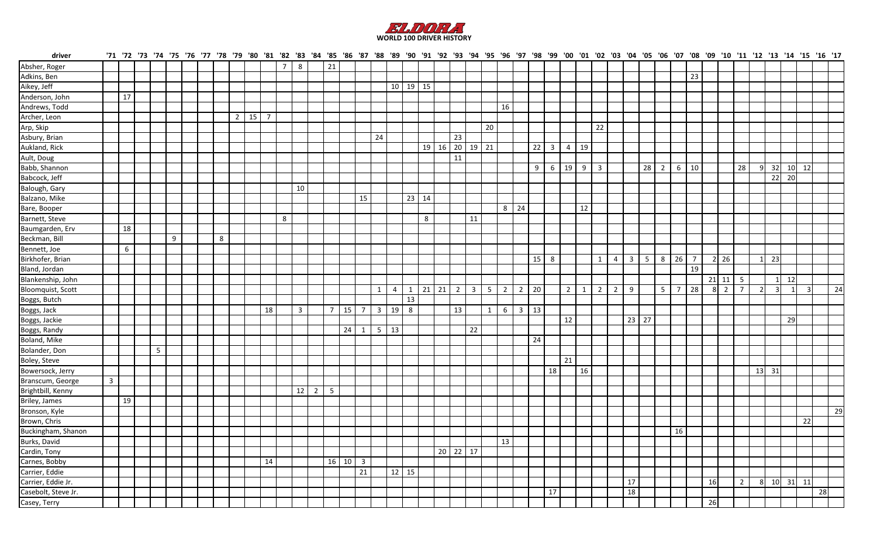# ELDORA

## WORLD 100 DRIVER HISTORY

| driver | '71 | '72 | '73 | '74 | '75 | '76 | '77 | '78 | '79 | '80 | '81 | '82 | '83 | '84 | '85 | '86 | '87 | '88 | '89 | '90 | '91 | '92 | '93 | '94 | '95 | '96 | '97 | '98 | '99 | '00 | '01 | '02 | '03 | '04 | '05 | '06 | '07 | '08 | '09 | '10 | '11 | '12 | '13 | '14 | '15 | '16 | '17 |
|---|---|---|---|---|---|---|---|---|---|---|---|---|---|---|---|---|---|---|---|---|---|---|---|---|---|---|---|---|---|---|---|---|---|---|---|---|---|---|---|---|---|---|---|---|---|---|---|
| Absher, Roger | | | | | | | | | | | | 7 | 8 | | 21 | | | | | | | | | | | | | | | | | | | | | | | | | | | | | | | | |
| Adkins, Ben | | | | | | | | | | | | | | | | | | | | | | | | | | | | | | | | | | | | | | 23 | | | | | | | | | |
| Aikey, Jeff | | | | | | | | | | | | | | | | | | | 10 | 19 | 15 | | | | | | | | | | | | | | | | | | | | | | | | | | |
| Anderson, John | | 17 | | | | | | | | | | | | | | | | | | | | | | | | | | | | | | | | | | | | | | | | | | | | | |
| Andrews, Todd | | | | | | | | | | | | | | | | | | | | | | | | | | 16 | | | | | | | | | | | | | | | | | | | | | |
| Archer, Leon | | | | | | | | | 2 | 15 | 7 | | | | | | | | | | | | | | | | | | | | | | | | | | | | | | | | | | | | |
| Arp, Skip | | | | | | | | | | | | | | | | | | | | | | | | | 20 | | | | | | | 22 | | | | | | | | | | | | | | | |
| Asbury, Brian | | | | | | | | | | | | | | | | | | 24 | | | | | 23 | | | | | | | | | | | | | | | | | | | | | | | | |
| Aukland, Rick | | | | | | | | | | | | | | | | | | | | | 19 | 16 | 20 | 19 | 21 | | | 22 | 3 | 4 | 19 | | | | | | | | | | | | | | | | |
| Ault, Doug | | | | | | | | | | | | | | | | | | | | | | | 11 | | | | | | | | | | | | | | | | | | | | | | | | |
| Babb, Shannon | | | | | | | | | | | | | | | | | | | | | | | | | | | | 9 | 6 | 19 | 9 | 3 | | | 28 | 2 | 6 | 10 | | | 28 | 9 | 32 | 10 | 12 | | |
| Babcock, Jeff | | | | | | | | | | | | | | | | | | | | | | | | | | | | | | | | | | | | | | | | | | | 22 | 20 | | | |
| Balough, Gary | | | | | | | | | | | | | 10 | | | | | | | | | | | | | | | | | | | | | | | | | | | | | | | | | | |
| Balzano, Mike | | | | | | | | | | | | | | | | | 15 | | | 23 | 14 | | | | | | | | | | | | | | | | | | | | | | | | | | |
| Bare, Booper | | | | | | | | | | | | | | | | | | | | | | | | | | 8 | 24 | | | | 12 | | | | | | | | | | | | | | | | |
| Barnett, Steve | | | | | | | | | | | | 8 | | | | | | | | | 8 | | | 11 | | | | | | | | | | | | | | | | | | | | | | | |
| Baumgarden, Erv | | 18 | | | | | | | | | | | | | | | | | | | | | | | | | | | | | | | | | | | | | | | | | | | | | |
| Beckman, Bill | | | | | 9 | | | 8 | | | | | | | | | | | | | | | | | | | | | | | | | | | | | | | | | | | | | | | |
| Bennett, Joe | | 6 | | | | | | | | | | | | | | | | | | | | | | | | | | | | | | | | | | | | | | | | | | | | | |
| Birkhofer, Brian | | | | | | | | | | | | | | | | | | | | | | | | | | | | 15 | 8 | | | 1 | 4 | 3 | 5 | 8 | 26 | 7 | 2 | 26 | | 1 | 23 | | | | |
| Bland, Jordan | | | | | | | | | | | | | | | | | | | | | | | | | | | | | | | | | | | | | | 19 | | | | | | | | | |
| Blankenship, John | | | | | | | | | | | | | | | | | | | | | | | | | | | | | | | | | | | | | | | 21 | 11 | 5 | | 1 | 12 | | | |
| Bloomquist, Scott | | | | | | | | | | | | | | | | | | 1 | 4 | 1 | 21 | 21 | 2 | 3 | 5 | 2 | 2 | 20 | | 2 | 1 | 2 | 2 | 9 | | 5 | 7 | 28 | 8 | 2 | 7 | 2 | 3 | 1 | 3 | | 24 |
| Boggs, Butch | | | | | | | | | | | | | | | | | | | | 13 | | | | | | | | | | | | | | | | | | | | | | | | | | | |
| Boggs, Jack | | | | | | | | | | | 18 | | 3 | | 7 | 15 | 7 | 3 | 19 | 8 | | | 13 | | 1 | 6 | 3 | 13 | | | | | | | | | | | | | | | | | | | |
| Boggs, Jackie | | | | | | | | | | | | | | | | | | | | | | | | | | | | | | 12 | | | | 23 | 27 | | | | | | | | | 29 | | | |
| Boggs, Randy | | | | | | | | | | | | | | | | 24 | 1 | 5 | 13 | | | | | 22 | | | | | | | | | | | | | | | | | | | | | | | |
| Boland, Mike | | | | | | | | | | | | | | | | | | | | | | | | | | | | 24 | | | | | | | | | | | | | | | | | | | |
| Bolander, Don | | | | 5 | | | | | | | | | | | | | | | | | | | | | | | | | | | | | | | | | | | | | | | | | | | |
| Boley, Steve | | | | | | | | | | | | | | | | | | | | | | | | | | | | | | 21 | | | | | | | | | | | | | | | | | |
| Bowersock, Jerry | | | | | | | | | | | | | | | | | | | | | | | | | | | | | 18 | | 16 | | | | | | | | | | | 13 | 31 | | | | |
| Branscum, George | 3 | | | | | | | | | | | | | | | | | | | | | | | | | | | | | | | | | | | | | | | | | | | | | | |
| Brightbill, Kenny | | | | | | | | | | | | | 12 | 2 | 5 | | | | | | | | | | | | | | | | | | | | | | | | | | | | | | | | |
| Briley, James | | 19 | | | | | | | | | | | | | | | | | | | | | | | | | | | | | | | | | | | | | | | | | | | | | |
| Bronson, Kyle | | | | | | | | | | | | | | | | | | | | | | | | | | | | | | | | | | | | | | | | | | | | | | | 29 |
| Brown, Chris | | | | | | | | | | | | | | | | | | | | | | | | | | | | | | | | | | | | | | | | | | | | | 22 | | |
| Buckingham, Shanon | | | | | | | | | | | | | | | | | | | | | | | | | | | | | | | | | | | | | 16 | | | | | | | | | | |
| Burks, David | | | | | | | | | | | | | | | | | | | | | | | | | | 13 | | | | | | | | | | | | | | | | | | | | | |
| Cardin, Tony | | | | | | | | | | | | | | | | | | | | | | 20 | 22 | 17 | | | | | | | | | | | | | | | | | | | | | | | |
| Carnes, Bobby | | | | | | | | | | | 14 | | | | 16 | 10 | 3 | | | | | | | | | | | | | | | | | | | | | | | | | | | | | | |
| Carrier, Eddie | | | | | | | | | | | | | | | | | 21 | | 12 | 15 | | | | | | | | | | | | | | | | | | | | | | | | | | | |
| Carrier, Eddie Jr. | | | | | | | | | | | | | | | | | | | | | | | | | | | | | | | | | | 17 | | | | | 16 | | 2 | 8 | 10 | 31 | 11 | | |
| Casebolt, Steve Jr. | | | | | | | | | | | | | | | | | | | | | | | | | | | | | 17 | | | | | 18 | | | | | | | | | | | | 28 | |
| Casey, Terry | | | | | | | | | | | | | | | | | | | | | | | | | | | | | | | | | | | | | | | 26 | | | | | | | | |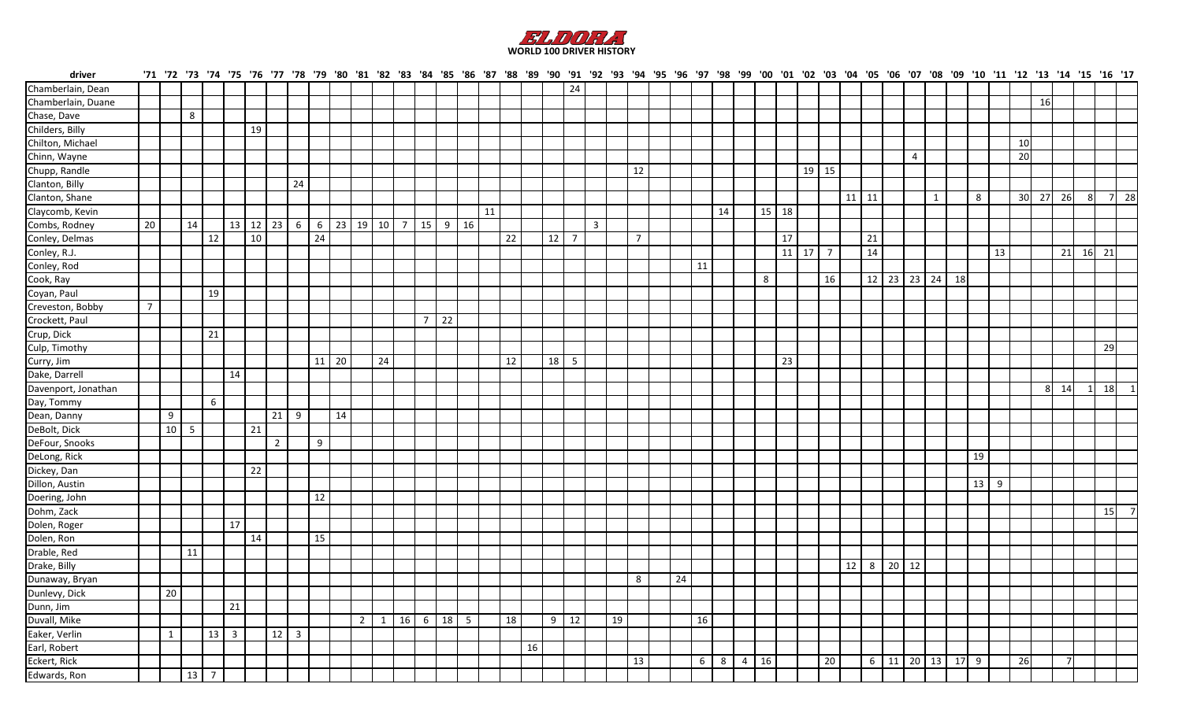# WORLD 100 DRIVER HISTORY

| driver | '71 | '72 | '73 | '74 | '75 | '76 | '77 | '78 | '79 | '80 | '81 | '82 | '83 | '84 | '85 | '86 | '87 | '88 | '89 | '90 | '91 | '92 | '93 | '94 | '95 | '96 | '97 | '98 | '99 | '00 | '01 | '02 | '03 | '04 | '05 | '06 | '07 | '08 | '09 | '10 | '11 | '12 | '13 | '14 | '15 | '16 | '17 |
|---|---|---|---|---|---|---|---|---|---|---|---|---|---|---|---|---|---|---|---|---|---|---|---|---|---|---|---|---|---|---|---|---|---|---|---|---|---|---|---|---|---|---|---|---|---|---|---|
| Chamberlain, Dean | | | | | | | | | | | | | | | | | | | | | 24 | | | | | | | | | | | | | | | | | | | | | | | | | | |
| Chamberlain, Duane | | | | | | | | | | | | | | | | | | | | | | | | | | | | | | | | | | | | | | | | | | | 16 | | | | |
| Chase, Dave | | | 8 | | | | | | | | | | | | | | | | | | | | | | | | | | | | | | | | | | | | | | | | | | | | |
| Childers, Billy | | | | | | 19 | | | | | | | | | | | | | | | | | | | | | | | | | | | | | | | | | | | | | | | | | |
| Chilton, Michael | | | | | | | | | | | | | | | | | | | | | | | | | | | | | | | | | | | | | | | | | | 10 | | | | | |
| Chinn, Wayne | | | | | | | | | | | | | | | | | | | | | | | | | | | | | | | | | | | | | 4 | | | | | 20 | | | | | |
| Chupp, Randle | | | | | | | | | | | | | | | | | | | | | | | | 12 | | | | | | | | 19 | 15 | | | | | | | | | | | | | | |
| Clanton, Billy | | | | | | | | 24 | | | | | | | | | | | | | | | | | | | | | | | | | | | | | | | | | | | | | | | |
| Clanton, Shane | | | | | | | | | | | | | | | | | | | | | | | | | | | | | | | | | | 11 | 11 | | | 1 | | 8 | | 30 | 27 | 26 | 8 | 7 | 28 |
| Claycomb, Kevin | | | | | | | | | | | | | | | | | 11 | | | | | | | | | | | 14 | | 15 | 18 | | | | | | | | | | | | | | | | |
| Combs, Rodney | 20 | | 14 | | 13 | 12 | 23 | 6 | 6 | 23 | 19 | 10 | 7 | 15 | 9 | 16 | | | | | | 3 | | | | | | | | | | | | | | | | | | | | | | | | | |
| Conley, Delmas | | | | 12 | | 10 | | | 24 | | | | | | | | | 22 | | 12 | 7 | | | 7 | | | | | | | 17 | | | | 21 | | | | | | | | | | | | |
| Conley, R.J. | | | | | | | | | | | | | | | | | | | | | | | | | | | | | | | 11 | 17 | 7 | | 14 | | | | | | 13 | | | 21 | 16 | 21 | |
| Conley, Rod | | | | | | | | | | | | | | | | | | | | | | | | | | | 11 | | | | | | | | | | | | | | | | | | | | |
| Cook, Ray | | | | | | | | | | | | | | | | | | | | | | | | | | | | | 8 | | | | 16 | | 12 | 23 | 23 | 24 | 18 | | | | | | | | |
| Coyan, Paul | | | | 19 | | | | | | | | | | | | | | | | | | | | | | | | | | | | | | | | | | | | | | | | | | | |
| Creveston, Bobby | 7 | | | | | | | | | | | | | | | | | | | | | | | | | | | | | | | | | | | | | | | | | | | | | | |
| Crockett, Paul | | | | | | | | | | | | | | 7 | 22 | | | | | | | | | | | | | | | | | | | | | | | | | | | | | | | | |
| Crup, Dick | | | | 21 | | | | | | | | | | | | | | | | | | | | | | | | | | | | | | | | | | | | | | | | | | | |
| Culp, Timothy | | | | | | | | | | | | | | | | | | | | | | | | | | | | | | | | | | | | | | | | | | | | | | 29 | |
| Curry, Jim | | | | | | | | | 11 | 20 | | 24 | | | | | | 12 | | 18 | 5 | | | | | | | | | | 23 | | | | | | | | | | | | | | | | |
| Dake, Darrell | | | | | 14 | | | | | | | | | | | | | | | | | | | | | | | | | | | | | | | | | | | | | | | | | | |
| Davenport, Jonathan | | | | | | | | | | | | | | | | | | | | | | | | | | | | | | | | | | | | | | | | | | | 8 | 14 | 1 | 18 | 1 |
| Day, Tommy | | | 6 | | | | | | | | | | | | | | | | | | | | | | | | | | | | | | | | | | | | | | | | | | | | |
| Dean, Danny | | 9 | | | | | 21 | 9 | | 14 | | | | | | | | | | | | | | | | | | | | | | | | | | | | | | | | | | | | | |
| DeBolt, Dick | | 10 | 5 | | | 21 | | | | | | | | | | | | | | | | | | | | | | | | | | | | | | | | | | | | | | | | | |
| DeFour, Snooks | | | | | | | 2 | | 9 | | | | | | | | | | | | | | | | | | | | | | | | | | | | | | | | | | | | | | |
| DeLong, Rick | | | | | | | | | | | | | | | | | | | | | | | | | | | | | | | | | | | | | | | | 19 | | | | | | | |
| Dickey, Dan | | | | | | 22 | | | | | | | | | | | | | | | | | | | | | | | | | | | | | | | | | | | | | | | | | |
| Dillon, Austin | | | | | | | | | | | | | | | | | | | | | | | | | | | | | | | | | | | | | | | | 13 | 9 | | | | | | |
| Doering, John | | | | | | | | | 12 | | | | | | | | | | | | | | | | | | | | | | | | | | | | | | | | | | | | | | |
| Dohm, Zack | | | | | | | | | | | | | | | | | | | | | | | | | | | | | | | | | | | | | | | | | | | | | | 15 | 7 |
| Dolen, Roger | | | | | 17 | | | | | | | | | | | | | | | | | | | | | | | | | | | | | | | | | | | | | | | | | | |
| Dolen, Ron | | | | | | 14 | | | 15 | | | | | | | | | | | | | | | | | | | | | | | | | | | | | | | | | | | | | | |
| Drable, Red | | | 11 | | | | | | | | | | | | | | | | | | | | | | | | | | | | | | | | | | | | | | | | | | | | |
| Drake, Billy | | | | | | | | | | | | | | | | | | | | | | | | | | | | | | | | | | 12 | 8 | 20 | 12 | | | | | | | | | | |
| Dunaway, Bryan | | | | | | | | | | | | | | | | | | | | | | | | 8 | | 24 | | | | | | | | | | | | | | | | | | | | | |
| Dunlevy, Dick | | 20 | | | | | | | | | | | | | | | | | | | | | | | | | | | | | | | | | | | | | | | | | | | | | |
| Dunn, Jim | | | | | 21 | | | | | | | | | | | | | | | | | | | | | | | | | | | | | | | | | | | | | | | | | | |
| Duvall, Mike | | | | | | | | | | | 2 | 1 | 16 | 6 | 18 | 5 | | 18 | | 9 | 12 | | 19 | | | | 16 | | | | | | | | | | | | | | | | | | | | |
| Eaker, Verlin | | 1 | | 13 | 3 | | 12 | 3 | | | | | | | | | | | | | | | | | | | | | | | | | | | | | | | | | | | | | | | |
| Earl, Robert | | | | | | | | | | | | | | | | | | | 16 | | | | | | | | | | | | | | | | | | | | | | | | | | | | |
| Eckert, Rick | | | | | | | | | | | | | | | | | | | | | | | | 13 | | | 6 | 8 | 4 | 16 | | | 20 | | 6 | 11 | 20 | 13 | 17 | 9 | | 26 | | 7 | | | |
| Edwards, Ron | | | 13 | 7 | | | | | | | | | | | | | | | | | | | | | | | | | | | | | | | | | | | | | | | | | | | |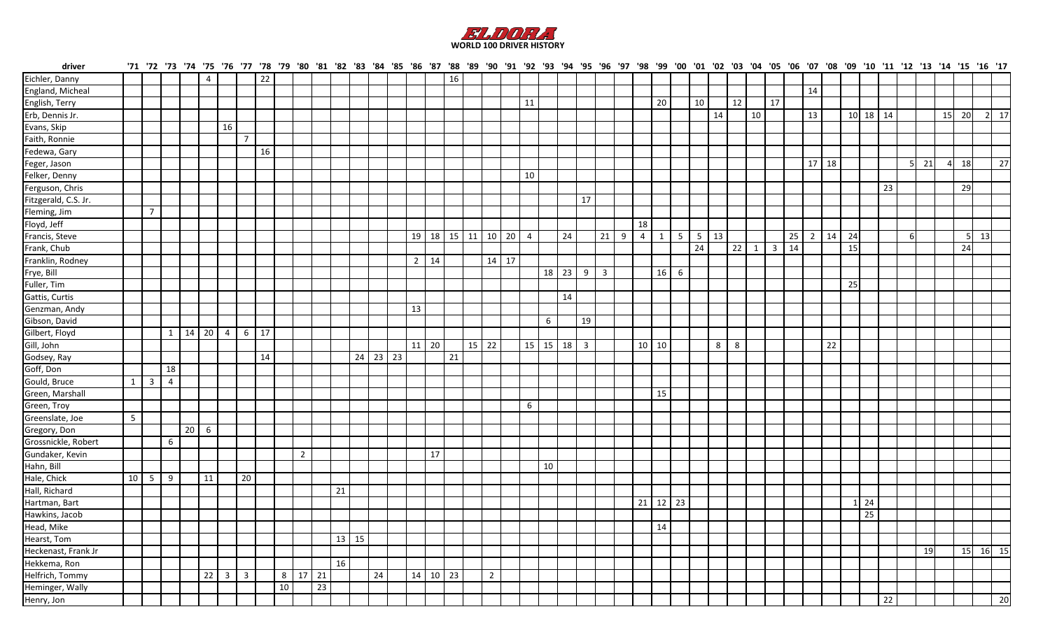**ELDORA**
**WORLD 100 DRIVER HISTORY**

| driver | '71 | '72 | '73 | '74 | '75 | '76 | '77 | '78 | '79 | '80 | '81 | '82 | '83 | '84 | '85 | '86 | '87 | '88 | '89 | '90 | '91 | '92 | '93 | '94 | '95 | '96 | '97 | '98 | '99 | '00 | '01 | '02 | '03 | '04 | '05 | '06 | '07 | '08 | '09 | '10 | '11 | '12 | '13 | '14 | '15 | '16 | '17 |
|---|---|---|---|---|---|---|---|---|---|---|---|---|---|---|---|---|---|---|---|---|---|---|---|---|---|---|---|---|---|---|---|---|---|---|---|---|---|---|---|---|---|---|---|---|---|---|---|
| Eichler, Danny | | | | | 4 | | | 22 | | | | | | | | | | 16 | | | | | | | | | | | | | | | | | | | | | | | | | | | | | |
| England, Micheal | | | | | | | | | | | | | | | | | | | | | | | | | | | | | | | | | | | | | 14 | | | | | | | | | | |
| English, Terry | | | | | | | | | | | | | | | | | | | | | | 11 | | | | | | | 20 | | 10 | | 12 | | 17 | | | | | | | | | | | | |
| Erb, Dennis Jr. | | | | | | | | | | | | | | | | | | | | | | | | | | | | | | | | 14 | | 10 | | | 13 | | 10 | 18 | 14 | | | 15 | 20 | 2 | 17 |
| Evans, Skip | | | | | | 16 | | | | | | | | | | | | | | | | | | | | | | | | | | | | | | | | | | | | | | | | | |
| Faith, Ronnie | | | | | | | 7 | | | | | | | | | | | | | | | | | | | | | | | | | | | | | | | | | | | | | | | | |
| Fedewa, Gary | | | | | | | | 16 | | | | | | | | | | | | | | | | | | | | | | | | | | | | | | | | | | | | | | | |
| Feger, Jason | | | | | | | | | | | | | | | | | | | | | | | | | | | | | | | | | | | | | 17 | 18 | | | | 5 | 21 | 4 | 18 | | 27 |
| Felker, Denny | | | | | | | | | | | | | | | | | | | | | | 10 | | | | | | | | | | | | | | | | | | | | | | | | | |
| Ferguson, Chris | | | | | | | | | | | | | | | | | | | | | | | | | | | | | | | | | | | | | | | | | 23 | | | | 29 | | |
| Fitzgerald, C.S. Jr. | | | | | | | | | | | | | | | | | | | | | | | | | 17 | | | | | | | | | | | | | | | | | | | | | | |
| Fleming, Jim | | 7 | | | | | | | | | | | | | | | | | | | | | | | | | | | | | | | | | | | | | | | | | | | | | |
| Floyd, Jeff | | | | | | | | | | | | | | | | | | | | | | | | | | | | 18 | | | | | | | | | | | | | | | | | | | |
| Francis, Steve | | | | | | | | | | | | | | | | 19 | 18 | 15 | 11 | 10 | 20 | 4 | | 24 | | 21 | 9 | 4 | 1 | 5 | 5 | 13 | | | | 25 | 2 | 14 | 24 | | | 6 | | | 5 | 13 | |
| Frank, Chub | | | | | | | | | | | | | | | | | | | | | | | | | | | | | | | 24 | | 22 | 1 | 3 | 14 | | | 15 | | | | | | 24 | | |
| Franklin, Rodney | | | | | | | | | | | | | | | | 2 | 14 | | | 14 | 17 | | | | | | | | | | | | | | | | | | | | | | | | | | |
| Frye, Bill | | | | | | | | | | | | | | | | | | | | | | | 18 | 23 | 9 | 3 | | | 16 | 6 | | | | | | | | | | | | | | | | | |
| Fuller, Tim | | | | | | | | | | | | | | | | | | | | | | | | | | | | | | | | | | | | | | | 25 | | | | | | | | |
| Gattis, Curtis | | | | | | | | | | | | | | | | | | | | | | | | 14 | | | | | | | | | | | | | | | | | | | | | | | |
| Genzman, Andy | | | | | | | | | | | | | | | | 13 | | | | | | | | | | | | | | | | | | | | | | | | | | | | | | | |
| Gibson, David | | | | | | | | | | | | | | | | | | | | | | | 6 | | 19 | | | | | | | | | | | | | | | | | | | | | | |
| Gilbert, Floyd | | | 1 | 14 | 20 | 4 | 6 | 17 | | | | | | | | | | | | | | | | | | | | | | | | | | | | | | | | | | | | | | | |
| Gill, John | | | | | | | | | | | | | | | | 11 | 20 | | 15 | 22 | | 15 | 15 | 18 | 3 | | | 10 | 10 | | | 8 | 8 | | | | | 22 | | | | | | | | | |
| Godsey, Ray | | | | | | | | 14 | | | | | 24 | 23 | 23 | | | 21 | | | | | | | | | | | | | | | | | | | | | | | | | | | | | |
| Goff, Don | | | 18 | | | | | | | | | | | | | | | | | | | | | | | | | | | | | | | | | | | | | | | | | | | | |
| Gould, Bruce | 1 | 3 | 4 | | | | | | | | | | | | | | | | | | | | | | | | | | | | | | | | | | | | | | | | | | | | |
| Green, Marshall | | | | | | | | | | | | | | | | | | | | | | | | | | | | | 15 | | | | | | | | | | | | | | | | | | |
| Green, Troy | | | | | | | | | | | | | | | | | | | | | | 6 | | | | | | | | | | | | | | | | | | | | | | | | | |
| Greenslate, Joe | 5 | | | | | | | | | | | | | | | | | | | | | | | | | | | | | | | | | | | | | | | | | | | | | | |
| Gregory, Don | | | | 20 | 6 | | | | | | | | | | | | | | | | | | | | | | | | | | | | | | | | | | | | | | | | | | |
| Grossnickle, Robert | | | 6 | | | | | | | | | | | | | | | | | | | | | | | | | | | | | | | | | | | | | | | | | | | | |
| Gundaker, Kevin | | | | | | | | | | 2 | | | | | | | 17 | | | | | | | | | | | | | | | | | | | | | | | | | | | | | | |
| Hahn, Bill | | | | | | | | | | | | | | | | | | | | | | | 10 | | | | | | | | | | | | | | | | | | | | | | | | |
| Hale, Chick | 10 | 5 | 9 | | 11 | | 20 | | | | | | | | | | | | | | | | | | | | | | | | | | | | | | | | | | | | | | | | |
| Hall, Richard | | | | | | | | | | | | 21 | | | | | | | | | | | | | | | | | | | | | | | | | | | | | | | | | | | |
| Hartman, Bart | | | | | | | | | | | | | | | | | | | | | | | | | | | | 21 | 12 | 23 | | | | | | | | | 1 | 24 | | | | | | | |
| Hawkins, Jacob | | | | | | | | | | | | | | | | | | | | | | | | | | | | | | | | | | | | | | | | 25 | | | | | | | |
| Head, Mike | | | | | | | | | | | | | | | | | | | | | | | | | | | | | 14 | | | | | | | | | | | | | | | | | | |
| Hearst, Tom | | | | | | | | | | | | 13 | 15 | | | | | | | | | | | | | | | | | | | | | | | | | | | | | | | | | | |
| Heckenast, Frank Jr | | | | | | | | | | | | | | | | | | | | | | | | | | | | | | | | | | | | | | | | | | | 19 | | 15 | 16 | 15 |
| Hekkema, Ron | | | | | | | | | | | | 16 | | | | | | | | | | | | | | | | | | | | | | | | | | | | | | | | | | | |
| Helfrich, Tommy | | | | | 22 | 3 | 3 | | 8 | 17 | 21 | | | 24 | | 14 | 10 | 23 | | 2 | | | | | | | | | | | | | | | | | | | | | | | | | | | |
| Heminger, Wally | | | | | | | | | 10 | | 23 | | | | | | | | | | | | | | | | | | | | | | | | | | | | | | | | | | | | |
| Henry, Jon | | | | | | | | | | | | | | | | | | | | | | | | | | | | | | | | | | | | | | | | | 22 | | | | | | 20 |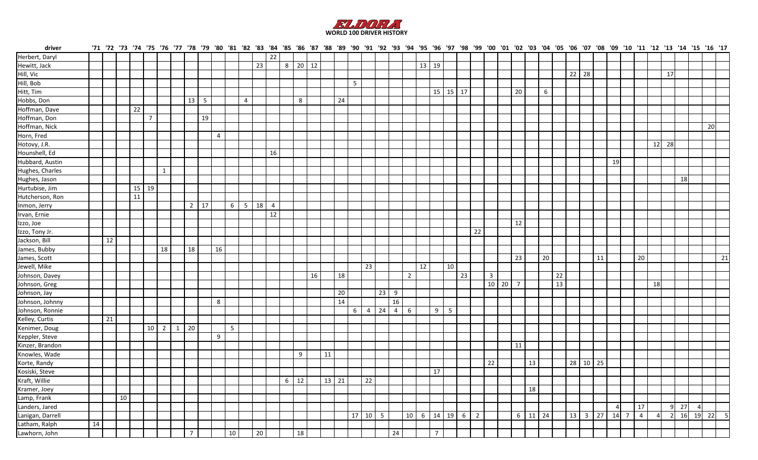**ELDORA**

**WORLD 100 DRIVER HISTORY**

| driver | '71 | '72 | '73 | '74 | '75 | '76 | '77 | '78 | '79 | '80 | '81 | '82 | '83 | '84 | '85 | '86 | '87 | '88 | '89 | '90 | '91 | '92 | '93 | '94 | '95 | '96 | '97 | '98 | '99 | '00 | '01 | '02 | '03 | '04 | '05 | '06 | '07 | '08 | '09 | '10 | '11 | '12 | '13 | '14 | '15 | '16 | '17 |
|---|---|---|---|---|---|---|---|---|---|---|---|---|---|---|---|---|---|---|---|---|---|---|---|---|---|---|---|---|---|---|---|---|---|---|---|---|---|---|---|---|---|---|---|---|---|---|---|
| Herbert, Daryl | | | | | | | | | | | | | | 22 | | | | | | | | | | | | | | | | | | | | | | | | | | | | | | | | | |
| Hewitt, Jack | | | | | | | | | | | | | 23 | | 8 | 20 | 12 | | | | | | | | 13 | 19 | | | | | | | | | | | | | | | | | | | | | |
| Hill, Vic | | | | | | | | | | | | | | | | | | | | | | | | | | | | | | | | | | | | 22 | 28 | | | | | | 17 | | | | |
| Hill, Bob | | | | | | | | | | | | | | | | | | | | 5 | | | | | | | | | | | | | | | | | | | | | | | | | | | |
| Hitt, Tim | | | | | | | | | | | | | | | | | | | | | | | | | | 15 | 15 | 17 | | | | 20 | | 6 | | | | | | | | | | | | | |
| Hobbs, Don | | | | | | | | 13 | 5 | | | 4 | | | | 8 | | | 24 | | | | | | | | | | | | | | | | | | | | | | | | | | | | |
| Hoffman, Dave | | | | 22 | | | | | | | | | | | | | | | | | | | | | | | | | | | | | | | | | | | | | | | | | | | |
| Hoffman, Don | | | | | 7 | | | | 19 | | | | | | | | | | | | | | | | | | | | | | | | | | | | | | | | | | | | | | |
| Hoffman, Nick | | | | | | | | | | | | | | | | | | | | | | | | | | | | | | | | | | | | | | | | | | | | | | 20 | |
| Horn, Fred | | | | | | | | | | 4 | | | | | | | | | | | | | | | | | | | | | | | | | | | | | | | | | | | | | |
| Hotovy, J.R. | | | | | | | | | | | | | | | | | | | | | | | | | | | | | | | | | | | | | | | | | | 12 | 28 | | | | |
| Hounshell, Ed | | | | | | | | | | | | | | 16 | | | | | | | | | | | | | | | | | | | | | | | | | | | | | | | | | |
| Hubbard, Austin | | | | | | | | | | | | | | | | | | | | | | | | | | | | | | | | | | | | | | | 19 | | | | | | | | |
| Hughes, Charles | | | | | | 1 | | | | | | | | | | | | | | | | | | | | | | | | | | | | | | | | | | | | | | | | | |
| Hughes, Jason | | | | | | | | | | | | | | | | | | | | | | | | | | | | | | | | | | | | | | | | | | | | 18 | | | |
| Hurtubise, Jim | | | | 15 | 19 | | | | | | | | | | | | | | | | | | | | | | | | | | | | | | | | | | | | | | | | | | |
| Hutcherson, Ron | | | | 11 | | | | | | | | | | | | | | | | | | | | | | | | | | | | | | | | | | | | | | | | | | | |
| Inmon, Jerry | | | | | | | | 2 | 17 | | 6 | 5 | 18 | 4 | | | | | | | | | | | | | | | | | | | | | | | | | | | | | | | | | |
| Irvan, Ernie | | | | | | | | | | | | | | 12 | | | | | | | | | | | | | | | | | | | | | | | | | | | | | | | | | |
| Izzo, Joe | | | | | | | | | | | | | | | | | | | | | | | | | | | | | | | | 12 | | | | | | | | | | | | | | | |
| Izzo, Tony Jr. | | | | | | | | | | | | | | | | | | | | | | | | | | | | | 22 | | | | | | | | | | | | | | | | | | |
| Jackson, Bill | | 12 | | | | | | | | | | | | | | | | | | | | | | | | | | | | | | | | | | | | | | | | | | | | | |
| James, Bubby | | | | | | 18 | | 18 | | 16 | | | | | | | | | | | | | | | | | | | | | | | | | | | | | | | | | | | | | |
| James, Scott | | | | | | | | | | | | | | | | | | | | | | | | | | | | | | | | 23 | | 20 | | | | 11 | | | 20 | | | | | | 21 |
| Jewell, Mike | | | | | | | | | | | | | | | | | | | | | 23 | | | | 12 | | 10 | | | | | | | | | | | | | | | | | | | | |
| Johnson, Davey | | | | | | | | | | | | | | | | | 16 | | 18 | | | | | 2 | | | | 23 | | 3 | | | | | 22 | | | | | | | | | | | | |
| Johnson, Greg | | | | | | | | | | | | | | | | | | | | | | | | | | | | | | 10 | 20 | 7 | | | 13 | | | | | | | 18 | | | | | |
| Johnson, Jay | | | | | | | | | | | | | | | | | | | 20 | | | 23 | 9 | | | | | | | | | | | | | | | | | | | | | | | | |
| Johnson, Johnny | | | | | | | | | | 8 | | | | | | | | | 14 | | | | 16 | | | | | | | | | | | | | | | | | | | | | | | | |
| Johnson, Ronnie | | | | | | | | | | | | | | | | | | | | 6 | 4 | 24 | 4 | 6 | | 9 | 5 | | | | | | | | | | | | | | | | | | | | |
| Kelley, Curtis | | 21 | | | | | | | | | | | | | | | | | | | | | | | | | | | | | | | | | | | | | | | | | | | | | |
| Kenimer, Doug | | | | | 10 | 2 | 1 | 20 | | | 5 | | | | | | | | | | | | | | | | | | | | | | | | | | | | | | | | | | | | |
| Keppler, Steve | | | | | | | | | | 9 | | | | | | | | | | | | | | | | | | | | | | | | | | | | | | | | | | | | | |
| Kinzer, Brandon | | | | | | | | | | | | | | | | | | | | | | | | | | | | | | | | 11 | | | | | | | | | | | | | | | |
| Knowles, Wade | | | | | | | | | | | | | | | | 9 | | 11 | | | | | | | | | | | | | | | | | | | | | | | | | | | | | |
| Korte, Randy | | | | | | | | | | | | | | | | | | | | | | | | | | | | | | 22 | | | 13 | | | 28 | 10 | 25 | | | | | | | | | |
| Kosiski, Steve | | | | | | | | | | | | | | | | | | | | | | | | | | 17 | | | | | | | | | | | | | | | | | | | | | |
| Kraft, Willie | | | | | | | | | | | | | | | 6 | 12 | | 13 | 21 | | 22 | | | | | | | | | | | | | | | | | | | | | | | | | | |
| Kramer, Joey | | | | | | | | | | | | | | | | | | | | | | | | | | | | | | | | | 18 | | | | | | | | | | | | | | |
| Lamp, Frank | | | 10 | | | | | | | | | | | | | | | | | | | | | | | | | | | | | | | | | | | | | | | | | | | | |
| Landers, Jared | | | | | | | | | | | | | | | | | | | | | | | | | | | | | | | | | | | | | | | 4 | | 17 | | 9 | 27 | 4 | | |
| Lanigan, Darrell | | | | | | | | | | | | | | | | | | | | 17 | 10 | 5 | | 10 | 6 | 14 | 19 | 6 | 2 | | | 6 | 11 | 24 | | 13 | 3 | 27 | 14 | 7 | 4 | 4 | 2 | 16 | 19 | 22 | 5 |
| Latham, Ralph | 14 | | | | | | | | | | | | | | | | | | | | | | | | | | | | | | | | | | | | | | | | | | | | | | |
| Lawhorn, John | | | | | | | | 7 | | 10 | | 20 | | | | 18 | | | | | | | 24 | | | 7 | | | | | | | | | | | | | | | | | | | | | |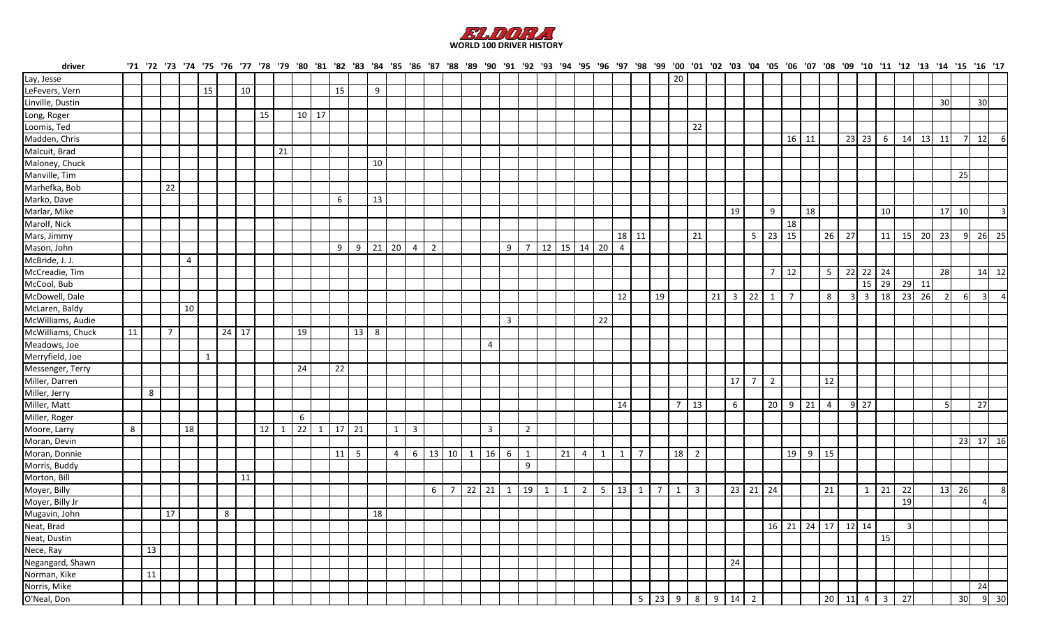# ELDORA

## WORLD 100 DRIVER HISTORY

| driver | '71 | '72 | '73 | '74 | '75 | '76 | '77 | '78 | '79 | '80 | '81 | '82 | '83 | '84 | '85 | '86 | '87 | '88 | '89 | '90 | '91 | '92 | '93 | '94 | '95 | '96 | '97 | '98 | '99 | '00 | '01 | '02 | '03 | '04 | '05 | '06 | '07 | '08 | '09 | '10 | '11 | '12 | '13 | '14 | '15 | '16 | '17 |
|---|---|---|---|---|---|---|---|---|---|---|---|---|---|---|---|---|---|---|---|---|---|---|---|---|---|---|---|---|---|---|---|---|---|---|---|---|---|---|---|---|---|---|---|---|---|---|---|
| Lay, Jesse | | | | | | | | | | | | | | | | | | | | | | | | | | | | | | 20 | | | | | | | | | | | | | | | | | |
| LeFevers, Vern | | | | | 15 | | 10 | | | | | 15 | | 9 | | | | | | | | | | | | | | | | | | | | | | | | | | | | | | | | | |
| Linville, Dustin | | | | | | | | | | | | | | | | | | | | | | | | | | | | | | | | | | | | | | | | | | | | 30 | | 30 | |
| Long, Roger | | | | | | | | 15 | | 10 | 17 | | | | | | | | | | | | | | | | | | | | | | | | | | | | | | | | | | | | |
| Loomis, Ted | | | | | | | | | | | | | | | | | | | | | | | | | | | | | | | 22 | | | | | | | | | | | | | | | | |
| Madden, Chris | | | | | | | | | | | | | | | | | | | | | | | | | | | | | | | | | | | | 16 | 11 | | 23 | 23 | 6 | 14 | 13 | 11 | 7 | 12 | 6 |
| Malcuit, Brad | | | | | | | | | 21 | | | | | | | | | | | | | | | | | | | | | | | | | | | | | | | | | | | | | | |
| Maloney, Chuck | | | | | | | | | | | | | | 10 | | | | | | | | | | | | | | | | | | | | | | | | | | | | | | | | | |
| Manville, Tim | | | | | | | | | | | | | | | | | | | | | | | | | | | | | | | | | | | | | | | | | | | | | 25 | | |
| Marhefka, Bob | | | 22 | | | | | | | | | | | | | | | | | | | | | | | | | | | | | | | | | | | | | | | | | | | | |
| Marko, Dave | | | | | | | | | | | | 6 | | 13 | | | | | | | | | | | | | | | | | | | | | | | | | | | | | | | | | |
| Marlar, Mike | | | | | | | | | | | | | | | | | | | | | | | | | | | | | | | | | 19 | | 9 | | 18 | | | | 10 | | | 17 | 10 | | 3 |
| Marolf, Nick | | | | | | | | | | | | | | | | | | | | | | | | | | | | | | | | | | | | 18 | | | | | | | | | | | |
| Mars, Jimmy | | | | | | | | | | | | | | | | | | | | | | | | | | | 18 | 11 | | | 21 | | | 5 | 23 | 15 | | 26 | 27 | | 11 | 15 | 20 | 23 | 9 | 26 | 25 |
| Mason, John | | | | | | | | | | | | 9 | 9 | 21 | 20 | 4 | 2 | | | | 9 | 7 | 12 | 15 | 14 | 20 | 4 | | | | | | | | | | | | | | | | | | | | |
| McBride, J. J. | | | | 4 | | | | | | | | | | | | | | | | | | | | | | | | | | | | | | | | | | | | | | | | | | | |
| McCreadie, Tim | | | | | | | | | | | | | | | | | | | | | | | | | | | | | | | | | | | 7 | 12 | | 5 | 22 | 22 | 24 | | | 28 | | 14 | 12 |
| McCool, Bub | | | | | | | | | | | | | | | | | | | | | | | | | | | | | | | | | | | | | | | | 15 | 29 | 29 | 11 | | | | |
| McDowell, Dale | | | | | | | | | | | | | | | | | | | | | | | | | | | 12 | | 19 | | | 21 | 3 | 22 | 1 | 7 | | 8 | 3 | 3 | 18 | 23 | 26 | 2 | 6 | 3 | 4 |
| McLaren, Baldy | | | | 10 | | | | | | | | | | | | | | | | | | | | | | | | | | | | | | | | | | | | | | | | | | | |
| McWilliams, Audie | | | | | | | | | | | | | | | | | | | | | 3 | | | | | 22 | | | | | | | | | | | | | | | | | | | | | |
| McWilliams, Chuck | 11 | | 7 | | | 24 | 17 | | | 19 | | | 13 | 8 | | | | | | | | | | | | | | | | | | | | | | | | | | | | | | | | | |
| Meadows, Joe | | | | | | | | | | | | | | | | | | | | 4 | | | | | | | | | | | | | | | | | | | | | | | | | | | |
| Merryfield, Joe | | | | | 1 | | | | | | | | | | | | | | | | | | | | | | | | | | | | | | | | | | | | | | | | | | |
| Messenger, Terry | | | | | | | | | | 24 | | 22 | | | | | | | | | | | | | | | | | | | | | | | | | | | | | | | | | | | |
| Miller, Darren | | | | | | | | | | | | | | | | | | | | | | | | | | | | | | | | | 17 | 7 | 2 | | | 12 | | | | | | | | | |
| Miller, Jerry | | 8 | | | | | | | | | | | | | | | | | | | | | | | | | | | | | | | | | | | | | | | | | | | | | |
| Miller, Matt | | | | | | | | | | | | | | | | | | | | | | | | | | | 14 | | | 7 | 13 | | 6 | | 20 | 9 | 21 | 4 | 9 | 27 | | | | 5 | | 27 | |
| Miller, Roger | | | | | | | | | | 6 | | | | | | | | | | | | | | | | | | | | | | | | | | | | | | | | | | | | | |
| Moore, Larry | 8 | | | 18 | | | | 12 | 1 | 22 | 1 | 17 | 21 | | 1 | 3 | | | | 3 | | 2 | | | | | | | | | | | | | | | | | | | | | | | | | |
| Moran, Devin | | | | | | | | | | | | | | | | | | | | | | | | | | | | | | | | | | | | | | | | | | | | | 23 | 17 | 16 |
| Moran, Donnie | | | | | | | | | | | | 11 | 5 | | 4 | 6 | 13 | 10 | 1 | 16 | 6 | 1 | | 21 | 4 | 1 | 1 | 7 | | 18 | 2 | | | | | 19 | 9 | 15 | | | | | | | | | |
| Morris, Buddy | | | | | | | | | | | | | | | | | | | | | | 9 | | | | | | | | | | | | | | | | | | | | | | | | | |
| Morton, Bill | | | | | | | 11 | | | | | | | | | | | | | | | | | | | | | | | | | | | | | | | | | | | | | | | | |
| Moyer, Billy | | | | | | | | | | | | | | | | | 6 | 7 | 22 | 21 | 1 | 19 | 1 | 1 | 2 | 5 | 13 | 1 | 7 | 1 | 3 | | 23 | 21 | 24 | | | 21 | | 1 | 21 | 22 | | 13 | 26 | | 8 |
| Moyer, Billy Jr | | | | | | | | | | | | | | | | | | | | | | | | | | | | | | | | | | | | | | | | | | 19 | | | | 4 | |
| Mugavin, John | | | 17 | | | 8 | | | | | | | | 18 | | | | | | | | | | | | | | | | | | | | | | | | | | | | | | | | | |
| Neat, Brad | | | | | | | | | | | | | | | | | | | | | | | | | | | | | | | | | | | 16 | 21 | 24 | 17 | 12 | 14 | | 3 | | | | | |
| Neat, Dustin | | | | | | | | | | | | | | | | | | | | | | | | | | | | | | | | | | | | | | | | | 15 | | | | | | |
| Nece, Ray | | 13 | | | | | | | | | | | | | | | | | | | | | | | | | | | | | | | | | | | | | | | | | | | | | |
| Negangard, Shawn | | | | | | | | | | | | | | | | | | | | | | | | | | | | | | | | | 24 | | | | | | | | | | | | | | |
| Norman, Kike | | 11 | | | | | | | | | | | | | | | | | | | | | | | | | | | | | | | | | | | | | | | | | | | | | |
| Norris, Mike | | | | | | | | | | | | | | | | | | | | | | | | | | | | | | | | | | | | | | | | | | | | | | 24 | |
| O'Neal, Don | | | | | | | | | | | | | | | | | | | | | | | | | | | | 5 | 23 | 9 | 8 | 9 | 14 | 2 | | | | 20 | 11 | 4 | 3 | 27 | | | 30 | 9 | 30 |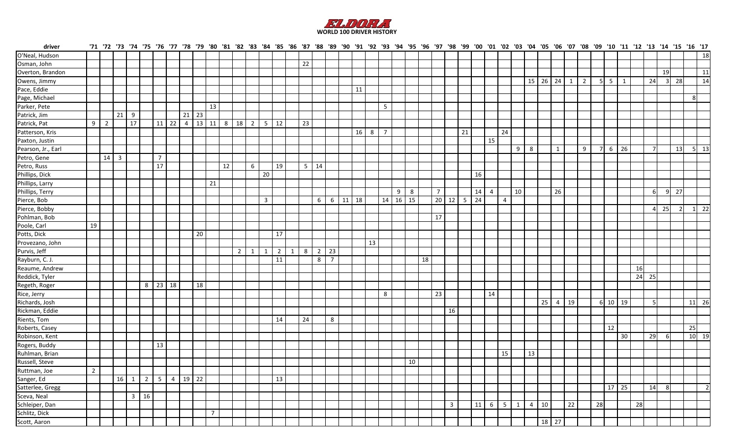# ELDORA

**WORLD 100 DRIVER HISTORY**

| driver | '71 | '72 | '73 | '74 | '75 | '76 | '77 | '78 | '79 | '80 | '81 | '82 | '83 | '84 | '85 | '86 | '87 | '88 | '89 | '90 | '91 | '92 | '93 | '94 | '95 | '96 | '97 | '98 | '99 | '00 | '01 | '02 | '03 | '04 | '05 | '06 | '07 | '08 | '09 | '10 | '11 | '12 | '13 | '14 | '15 | '16 | '17 |
|---|---|---|---|---|---|---|---|---|---|---|---|---|---|---|---|---|---|---|---|---|---|---|---|---|---|---|---|---|---|---|---|---|---|---|---|---|---|---|---|---|---|---|---|---|---|---|---|
| O'Neal, Hudson | | | | | | | | | | | | | | | | | | | | | | | | | | | | | | | | | | | | | | | | | | | | | | | 18 |
| Osman, John | | | | | | | | | | | | | | | | | 22 | | | | | | | | | | | | | | | | | | | | | | | | | | | | | | |
| Overton, Brandon | | | | | | | | | | | | | | | | | | | | | | | | | | | | | | | | | | | | | | | | | | | | 19 | | | 11 |
| Owens, Jimmy | | | | | | | | | | | | | | | | | | | | | | | | | | | | | | | | | | 15 | 26 | 24 | 1 | 2 | 5 | 5 | 1 | | 24 | 3 | 28 | | 14 |
| Pace, Eddie | | | | | | | | | | | | | | | | | | | | | 11 | | | | | | | | | | | | | | | | | | | | | | | | | | |
| Page, Michael | | | | | | | | | | | | | | | | | | | | | | | | | | | | | | | | | | | | | | | | | | | | | | 8 | |
| Parker, Pete | | | | | | | | | | 13 | | | | | | | | | | | | | 5 | | | | | | | | | | | | | | | | | | | | | | | | |
| Patrick, Jim | | | 21 | 9 | | | | 21 | 23 | | | | | | | | | | | | | | | | | | | | | | | | | | | | | | | | | | | | | | |
| Patrick, Pat | 9 | 2 | | 17 | | 11 | 22 | 4 | 13 | 11 | 8 | 18 | 2 | 5 | 12 | | 23 | | | | | | | | | | | | | | | | | | | | | | | | | | | | | | |
| Patterson, Kris | | | | | | | | | | | | | | | | | | | | | 16 | 8 | 7 | | | | | | 21 | | | 24 | | | | | | | | | | | | | | | |
| Paxton, Justin | | | | | | | | | | | | | | | | | | | | | | | | | | | | | | | 15 | | | | | | | | | | | | | | | | |
| Pearson, Jr., Earl | | | | | | | | | | | | | | | | | | | | | | | | | | | | | | | | | 9 | 8 | | 1 | | 9 | 7 | 6 | 26 | | 7 | | 13 | 5 | 13 |
| Petro, Gene | | 14 | 3 | | | 7 | | | | | | | | | | | | | | | | | | | | | | | | | | | | | | | | | | | | | | | | | |
| Petro, Russ | | | | | | 17 | | | | | 12 | | 6 | | 19 | | 5 | 14 | | | | | | | | | | | | | | | | | | | | | | | | | | | | | |
| Phillips, Dick | | | | | | | | | | | | | | 20 | | | | | | | | | | | | | | | | 16 | | | | | | | | | | | | | | | | | |
| Phillips, Larry | | | | | | | | | | 21 | | | | | | | | | | | | | | | | | | | | | | | | | | | | | | | | | | | | | |
| Phillips, Terry | | | | | | | | | | | | | | | | | | | | | | | | 9 | 8 | | 7 | | | 14 | 4 | | 10 | | | 26 | | | | | | | 6 | 9 | 27 | | |
| Pierce, Bob | | | | | | | | | | | | | | 3 | | | | 6 | 6 | 11 | 18 | | 14 | 16 | 15 | | 20 | 12 | 5 | 24 | | 4 | | | | | | | | | | | | | | | |
| Pierce, Bobby | | | | | | | | | | | | | | | | | | | | | | | | | | | | | | | | | | | | | | | | | | | 4 | 25 | 2 | 1 | 22 |
| Pohlman, Bob | | | | | | | | | | | | | | | | | | | | | | | | | | | 17 | | | | | | | | | | | | | | | | | | | | |
| Poole, Carl | 19 | | | | | | | | | | | | | | | | | | | | | | | | | | | | | | | | | | | | | | | | | | | | | | |
| Potts, Dick | | | | | | | | | 20 | | | | | | 17 | | | | | | | | | | | | | | | | | | | | | | | | | | | | | | | | |
| Provezano, John | | | | | | | | | | | | | | | | | | | | | | 13 | | | | | | | | | | | | | | | | | | | | | | | | | |
| Purvis, Jeff | | | | | | | | | | | | 2 | 1 | 1 | 2 | 1 | 8 | 2 | 23 | | | | | | | | | | | | | | | | | | | | | | | | | | | | |
| Rayburn, C. J. | | | | | | | | | | | | | | | 11 | | | 8 | 7 | | | | | | | 18 | | | | | | | | | | | | | | | | | | | | | |
| Reaume, Andrew | | | | | | | | | | | | | | | | | | | | | | | | | | | | | | | | | | | | | | | | | | 16 | | | | | |
| Reddick, Tyler | | | | | | | | | | | | | | | | | | | | | | | | | | | | | | | | | | | | | | | | | | 24 | 25 | | | | |
| Regeth, Roger | | | | | 8 | 23 | 18 | | 18 | | | | | | | | | | | | | | | | | | | | | | | | | | | | | | | | | | | | | | |
| Rice, Jerry | | | | | | | | | | | | | | | | | | | | | | | 8 | | | | 23 | | | | 14 | | | | | | | | | | | | | | | | |
| Richards, Josh | | | | | | | | | | | | | | | | | | | | | | | | | | | | | | | | | | | 25 | 4 | 19 | | 6 | 10 | 19 | | 5 | | | 11 | 26 |
| Rickman, Eddie | | | | | | | | | | | | | | | | | | | | | | | | | | | | 16 | | | | | | | | | | | | | | | | | | | |
| Rients, Tom | | | | | | | | | | | | | | | 14 | | 24 | | 8 | | | | | | | | | | | | | | | | | | | | | | | | | | | | |
| Roberts, Casey | | | | | | | | | | | | | | | | | | | | | | | | | | | | | | | | | | | | | | | | 12 | | | | | | 25 | |
| Robinson, Kent | | | | | | | | | | | | | | | | | | | | | | | | | | | | | | | | | | | | | | | | | 30 | | 29 | 6 | | 10 | 19 |
| Rogers, Buddy | | | | | | 13 | | | | | | | | | | | | | | | | | | | | | | | | | | | | | | | | | | | | | | | | | |
| Ruhlman, Brian | | | | | | | | | | | | | | | | | | | | | | | | | | | | | | | | 15 | | 13 | | | | | | | | | | | | | |
| Russell, Steve | | | | | | | | | | | | | | | | | | | | | | | | | 10 | | | | | | | | | | | | | | | | | | | | | | |
| Ruttman, Joe | 2 | | | | | | | | | | | | | | | | | | | | | | | | | | | | | | | | | | | | | | | | | | | | | | |
| Sanger, Ed | | | 16 | 1 | 2 | 5 | 4 | 19 | 22 | | | | | | 13 | | | | | | | | | | | | | | | | | | | | | | | | | | | | | | | | |
| Satterlee, Gregg | | | | | | | | | | | | | | | | | | | | | | | | | | | | | | | | | | | | | | | | 17 | 25 | | 14 | 8 | | | 2 |
| Sceva, Neal | | | | 3 | 16 | | | | | | | | | | | | | | | | | | | | | | | | | | | | | | | | | | | | | | | | | | |
| Schleiper, Dan | | | | | | | | | | | | | | | | | | | | | | | | | | | | 3 | | 11 | 6 | 5 | 1 | 4 | 10 | | 22 | | 28 | | | 28 | | | | | |
| Schlitz, Dick | | | | | | | | | | 7 | | | | | | | | | | | | | | | | | | | | | | | | | | | | | | | | | | | | | |
| Scott, Aaron | | | | | | | | | | | | | | | | | | | | | | | | | | | | | | | | | | | 18 | 27 | | | | | | | | | | | |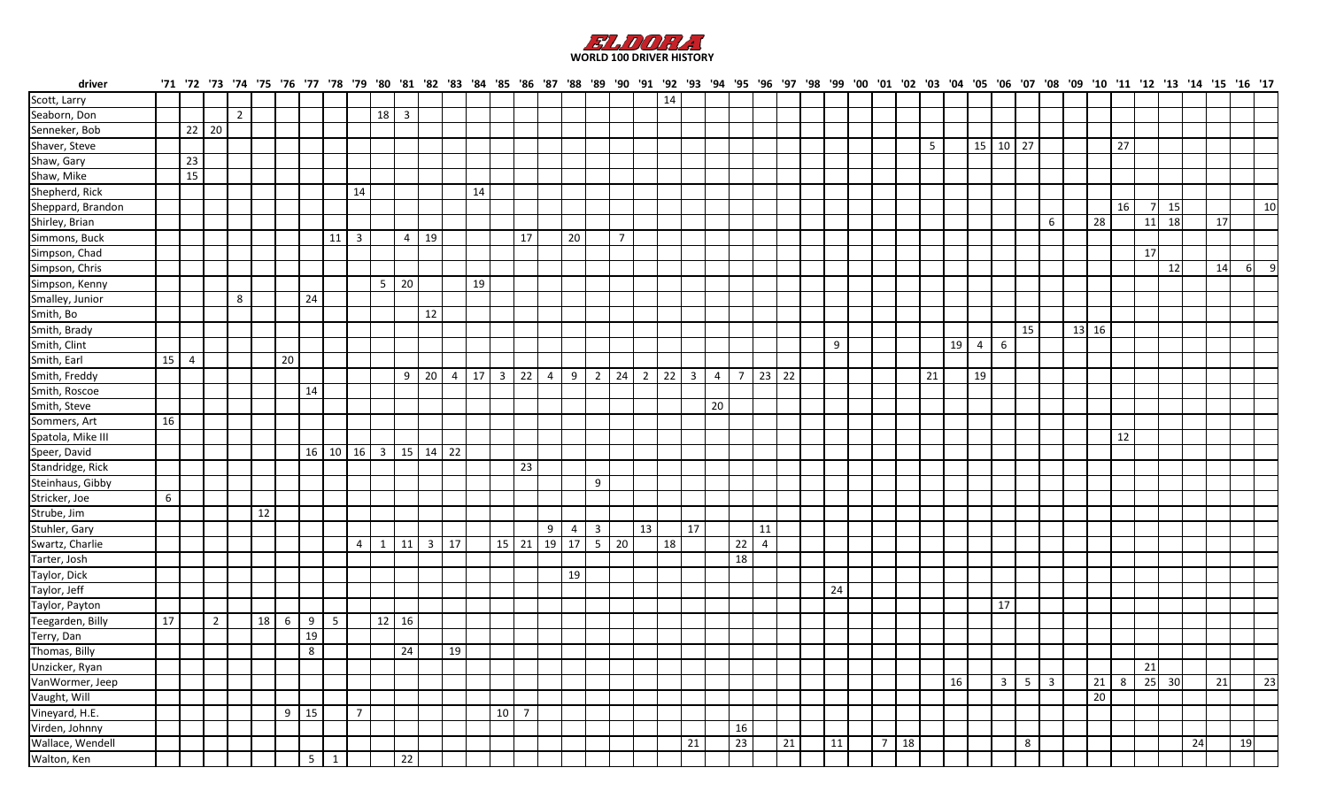# WORLD 100 DRIVER HISTORY

| driver | '71 | '72 | '73 | '74 | '75 | '76 | '77 | '78 | '79 | '80 | '81 | '82 | '83 | '84 | '85 | '86 | '87 | '88 | '89 | '90 | '91 | '92 | '93 | '94 | '95 | '96 | '97 | '98 | '99 | '00 | '01 | '02 | '03 | '04 | '05 | '06 | '07 | '08 | '09 | '10 | '11 | '12 | '13 | '14 | '15 | '16 | '17 |
|---|---|---|---|---|---|---|---|---|---|---|---|---|---|---|---|---|---|---|---|---|---|---|---|---|---|---|---|---|---|---|---|---|---|---|---|---|---|---|---|---|---|---|---|---|---|---|---|
| Scott, Larry | | | | | | | | | | | | | | | | | | | | | | 14 | | | | | | | | | | | | | | | | | | | | | | | | | |
| Seaborn, Don | | | | | 2 | | | | | | 18 | 3 | | | | | | | | | | | | | | | | | | | | | | | | | | | | | | | | | | | |
| Senneker, Bob | | 22 | 20 | | | | | | | | | | | | | | | | | | | | | | | | | | | | | | | | | | | | | | | | | | | | |
| Shaver, Steve | | | | | | | | | | | | | | | | | | | | | | | | | | | | | | | | | 5 | | 15 | 10 | 27 | | | | 27 | | | | | | |
| Shaw, Gary | | 23 | | | | | | | | | | | | | | | | | | | | | | | | | | | | | | | | | | | | | | | | | | | | | |
| Shaw, Mike | | 15 | | | | | | | | | | | | | | | | | | | | | | | | | | | | | | | | | | | | | | | | | | | | | |
| Shepherd, Rick | | | | | | | | | | 14 | | | | | 14 | | | | | | | | | | | | | | | | | | | | | | | | | | | | | | | | |
| Sheppard, Brandon | | | | | | | | | | | | | | | | | | | | | | | | | | | | | | | | | | | | | | | | | 16 | 7 | 15 | | | | 10 |
| Shirley, Brian | | | | | | | | | | | | | | | | | | | | | | | | | | | | | | | | | | | | | | | 6 | 28 | | 11 | 18 | | 17 | | |
| Simmons, Buck | | | | | | | | 11 | 3 | | 4 | 19 | | | | | 17 | | 20 | | 7 | | | | | | | | | | | | | | | | | | | | | | | | | | |
| Simpson, Chad | | | | | | | | | | | | | | | | | | | | | | | | | | | | | | | | | | | | | | | | | | 17 | | | | | |
| Simpson, Chris | | | | | | | | | | | | | | | | | | | | | | | | | | | | | | | | | | | | | | | | | | | 12 | | 14 | 6 | 9 |
| Simpson, Kenny | | | | | | | | | | | 5 | 20 | | | 19 | | | | | | | | | | | | | | | | | | | | | | | | | | | | | | | | |
| Smalley, Junior | | | | | 8 | | 24 | | | | | | | | | | | | | | | | | | | | | | | | | | | | | | | | | | | | | | | | |
| Smith, Bo | | | | | | | | | | | | 12 | | | | | | | | | | | | | | | | | | | | | | | | | | | | | | | | | | | |
| Smith, Brady | | | | | | | | | | | | | | | | | | | | | | | | | | | | | | | | | | | | | 15 | | 13 | 16 | | | | | | | |
| Smith, Clint | | | | | | | | | | | | | | | | | | | | | | | | | | | | | 9 | | | | | 19 | 4 | 6 | | | | | | | | | | | |
| Smith, Earl | 15 | 4 | | | | 20 | | | | | | | | | | | | | | | | | | | | | | | | | | | | | | | | | | | | | | | | | |
| Smith, Freddy | | | | | | | | | | | 9 | 20 | 4 | 17 | 3 | 22 | 4 | 9 | 2 | 24 | 2 | 22 | 3 | 4 | 7 | 23 | 22 | | | | | | 21 | | 19 | | | | | | | | | | | | |
| Smith, Roscoe | | | | | | | 14 | | | | | | | | | | | | | | | | | | | | | | | | | | | | | | | | | | | | | | | | |
| Smith, Steve | | | | | | | | | | | | | | | | | | | | | | | | | 20 | | | | | | | | | | | | | | | | | | | | | | |
| Sommers, Art | 16 | | | | | | | | | | | | | | | | | | | | | | | | | | | | | | | | | | | | | | | | | | | | | | |
| Spatola, Mike III | | | | | | | | | | | | | | | | | | | | | | | | | | | | | | | | | | | | | | | | | 12 | | | | | | |
| Speer, David | | | | | | | | 16 | 10 | 16 | 3 | 15 | 14 | 22 | | | | | | | | | | | | | | | | | | | | | | | | | | | | | | | | | |
| Standridge, Rick | | | | | | | | | | | | | | | | | 23 | | | | | | | | | | | | | | | | | | | | | | | | | | | | | | |
| Steinhaus, Gibby | | | | | | | | | | | | | | | | | | | | 9 | | | | | | | | | | | | | | | | | | | | | | | | | | | |
| Stricker, Joe | 6 | | | | | | | | | | | | | | | | | | | | | | | | | | | | | | | | | | | | | | | | | | | | | | |
| Strube, Jim | | | | | | 12 | | | | | | | | | | | | | | | | | | | | | | | | | | | | | | | | | | | | | | | | | |
| Stuhler, Gary | | | | | | | | | | | | | | | | | | 9 | 4 | 3 | | 13 | | 17 | | | 11 | | | | | | | | | | | | | | | | | | | | |
| Swartz, Charlie | | | | | | | | | | 4 | 1 | 11 | 3 | 17 | | 15 | 21 | 19 | 17 | 5 | 20 | | 18 | | | 22 | 4 | | | | | | | | | | | | | | | | | | | | |
| Tarter, Josh | | | | | | | | | | | | | | | | | | | | | | | | | | 18 | | | | | | | | | | | | | | | | | | | | | |
| Taylor, Dick | | | | | | | | | | | | | | | | | | | 19 | | | | | | | | | | | | | | | | | | | | | | | | | | | | |
| Taylor, Jeff | | | | | | | | | | | | | | | | | | | | | | | | | | | | | 24 | | | | | | | | | | | | | | | | | | |
| Taylor, Payton | | | | | | | | | | | | | | | | | | | | | | | | | | | | | | | | | | | | 17 | | | | | | | | | | | |
| Teegarden, Billy | 17 | | 2 | | | 18 | 6 | 9 | 5 | | 12 | 16 | | | | | | | | | | | | | | | | | | | | | | | | | | | | | | | | | | | |
| Terry, Dan | | | | | | | 19 | | | | | | | | | | | | | | | | | | | | | | | | | | | | | | | | | | | | | | | | |
| Thomas, Billy | | | | | | | 8 | | | | | 24 | | 19 | | | | | | | | | | | | | | | | | | | | | | | | | | | | | | | | | |
| Unzicker, Ryan | | | | | | | | | | | | | | | | | | | | | | | | | | | | | | | | | | | | | | | | | | 21 | | | | | |
| VanWormer, Jeep | | | | | | | | | | | | | | | | | | | | | | | | | | | | | | | | | | 16 | | 3 | 5 | 3 | | 21 | 8 | 25 | 30 | | 21 | | 23 |
| Vaught, Will | | | | | | | | | | | | | | | | | | | | | | | | | | | | | | | | | | | | | | | | 20 | | | | | | | |
| Vineyard, H.E. | | | | | | | 9 | 15 | | 7 | | | | | | 10 | 7 | | | | | | | | | | | | | | | | | | | | | | | | | | | | | | |
| Virden, Johnny | | | | | | | | | | | | | | | | | | | | | | | | | | 16 | | | | | | | | | | | | | | | | | | | | | |
| Wallace, Wendell | | | | | | | | | | | | | | | | | | | | | | | 21 | | 23 | | 21 | | 11 | | 7 | 18 | | | | | 8 | | | | | | | 24 | | 19 | |
| Walton, Ken | | | | | | | 5 | 1 | | | | 22 | | | | | | | | | | | | | | | | | | | | | | | | | | | | | | | | | | | |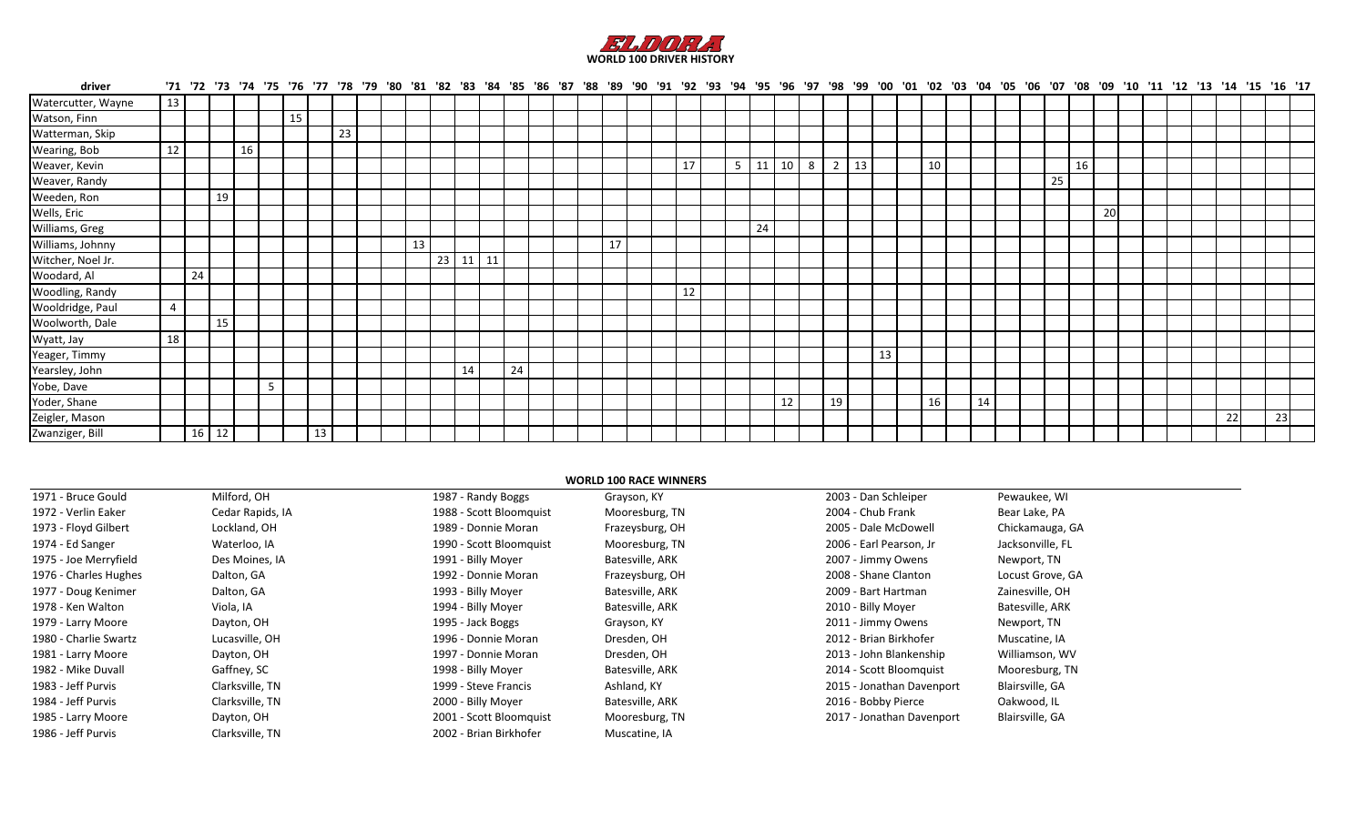# ELDORA

## WORLD 100 DRIVER HISTORY

| driver | '71 | '72 | '73 | '74 | '75 | '76 | '77 | '78 | '79 | '80 | '81 | '82 | '83 | '84 | '85 | '86 | '87 | '88 | '89 | '90 | '91 | '92 | '93 | '94 | '95 | '96 | '97 | '98 | '99 | '00 | '01 | '02 | '03 | '04 | '05 | '06 | '07 | '08 | '09 | '10 | '11 | '12 | '13 | '14 | '15 | '16 | '17 |
|---|---|---|---|---|---|---|---|---|---|---|---|---|---|---|---|---|---|---|---|---|---|---|---|---|---|---|---|---|---|---|---|---|---|---|---|---|---|---|---|---|---|---|---|---|---|---|---|
| Watercutter, Wayne | 13 | | | | | | | | | | | | | | | | | | | | | | | | | | | | | | | | | | | | | | | | | | | | | | |
| Watson, Finn | | | | | | 15 | | | | | | | | | | | | | | | | | | | | | | | | | | | | | | | | | | | | | | | | | |
| Watterman, Skip | | | | | | | | 23 | | | | | | | | | | | | | | | | | | | | | | | | | | | | | | | | | | | | | | | |
| Wearing, Bob | 12 | | | 16 | | | | | | | | | | | | | | | | | | | | | | | | | | | | | | | | | | | | | | | | | | | |
| Weaver, Kevin | | | | | | | | | | | | | | | | | | | | | | 17 | | 5 | 11 | 10 | 8 | 2 | 13 | | | 10 | | | | | | 16 | | | | | | | | | |
| Weaver, Randy | | | | | | | | | | | | | | | | | | | | | | | | | | | | | | | | | | | | | 25 | | | | | | | | | | |
| Weeden, Ron | | | 19 | | | | | | | | | | | | | | | | | | | | | | | | | | | | | | | | | | | | | | | | | | | | |
| Wells, Eric | | | | | | | | | | | | | | | | | | | | | | | | | | | | | | | | | | | | | | | 20 | | | | | | | | |
| Williams, Greg | | | | | | | | | | | | | | | | | | | | | | | | | 24 | | | | | | | | | | | | | | | | | | | | | | |
| Williams, Johnny | | | | | | | | | | | 13 | | | | | | | | 17 | | | | | | | | | | | | | | | | | | | | | | | | | | | | |
| Witcher, Noel Jr. | | | | | | | | | | | | 23 | 11 | 11 | | | | | | | | | | | | | | | | | | | | | | | | | | | | | | | | | |
| Woodard, Al | | 24 | | | | | | | | | | | | | | | | | | | | | | | | | | | | | | | | | | | | | | | | | | | | | |
| Woodling, Randy | | | | | | | | | | | | | | | | | | | | | | 12 | | | | | | | | | | | | | | | | | | | | | | | | | |
| Wooldridge, Paul | 4 | | | | | | | | | | | | | | | | | | | | | | | | | | | | | | | | | | | | | | | | | | | | | | |
| Woolworth, Dale | | | 15 | | | | | | | | | | | | | | | | | | | | | | | | | | | | | | | | | | | | | | | | | | | | |
| Wyatt, Jay | 18 | | | | | | | | | | | | | | | | | | | | | | | | | | | | | | | | | | | | | | | | | | | | | | |
| Yeager, Timmy | | | | | | | | | | | | | | | | | | | | | | | | | | | | | | 13 | | | | | | | | | | | | | | | | | |
| Yearsley, John | | | | | | | | | | | | | 14 | | 24 | | | | | | | | | | | | | | | | | | | | | | | | | | | | | | | | |
| Yobe, Dave | | | | | 5 | | | | | | | | | | | | | | | | | | | | | | | | | | | | | | | | | | | | | | | | | | |
| Yoder, Shane | | | | | | | | | | | | | | | | | | | | | | | | | | 12 | | 19 | | | | 16 | | 14 | | | | | | | | | | | | | |
| Zeigler, Mason | | | | | | | | | | | | | | | | | | | | | | | | | | | | | | | | | | | | | | | | | | | | 22 | | 23 | |
| Zwanziger, Bill | | 16 | 12 | | | | 13 | | | | | | | | | | | | | | | | | | | | | | | | | | | | | | | | | | | | | | | | |

## WORLD 100 RACE WINNERS

| | | | | | |
|---|---|---|---|---|---|
| 1971 - Bruce Gould | Milford, OH | 1987 - Randy Boggs | Grayson, KY | 2003 - Dan Schleiper | Pewaukee, WI |
| 1972 - Verlin Eaker | Cedar Rapids, IA | 1988 - Scott Bloomquist | Mooresburg, TN | 2004 - Chub Frank | Bear Lake, PA |
| 1973 - Floyd Gilbert | Lockland, OH | 1989 - Donnie Moran | Frazeysburg, OH | 2005 - Dale McDowell | Chickamauga, GA |
| 1974 - Ed Sanger | Waterloo, IA | 1990 - Scott Bloomquist | Mooresburg, TN | 2006 - Earl Pearson, Jr | Jacksonville, FL |
| 1975 - Joe Merryfield | Des Moines, IA | 1991 - Billy Moyer | Batesville, ARK | 2007 - Jimmy Owens | Newport, TN |
| 1976 - Charles Hughes | Dalton, GA | 1992 - Donnie Moran | Frazeysburg, OH | 2008 - Shane Clanton | Locust Grove, GA |
| 1977 - Doug Kenimer | Dalton, GA | 1993 - Billy Moyer | Batesville, ARK | 2009 - Bart Hartman | Zainesville, OH |
| 1978 - Ken Walton | Viola, IA | 1994 - Billy Moyer | Batesville, ARK | 2010 - Billy Moyer | Batesville, ARK |
| 1979 - Larry Moore | Dayton, OH | 1995 - Jack Boggs | Grayson, KY | 2011 - Jimmy Owens | Newport, TN |
| 1980 - Charlie Swartz | Lucasville, OH | 1996 - Donnie Moran | Dresden, OH | 2012 - Brian Birkhofer | Muscatine, IA |
| 1981 - Larry Moore | Dayton, OH | 1997 - Donnie Moran | Dresden, OH | 2013 - John Blankenship | Williamson, WV |
| 1982 - Mike Duvall | Gaffney, SC | 1998 - Billy Moyer | Batesville, ARK | 2014 - Scott Bloomquist | Mooresburg, TN |
| 1983 - Jeff Purvis | Clarksville, TN | 1999 - Steve Francis | Ashland, KY | 2015 - Jonathan Davenport | Blairsville, GA |
| 1984 - Jeff Purvis | Clarksville, TN | 2000 - Billy Moyer | Batesville, ARK | 2016 - Bobby Pierce | Oakwood, IL |
| 1985 - Larry Moore | Dayton, OH | 2001 - Scott Bloomquist | Mooresburg, TN | 2017 - Jonathan Davenport | Blairsville, GA |
| 1986 - Jeff Purvis | Clarksville, TN | 2002 - Brian Birkhofer | Muscatine, IA | | |